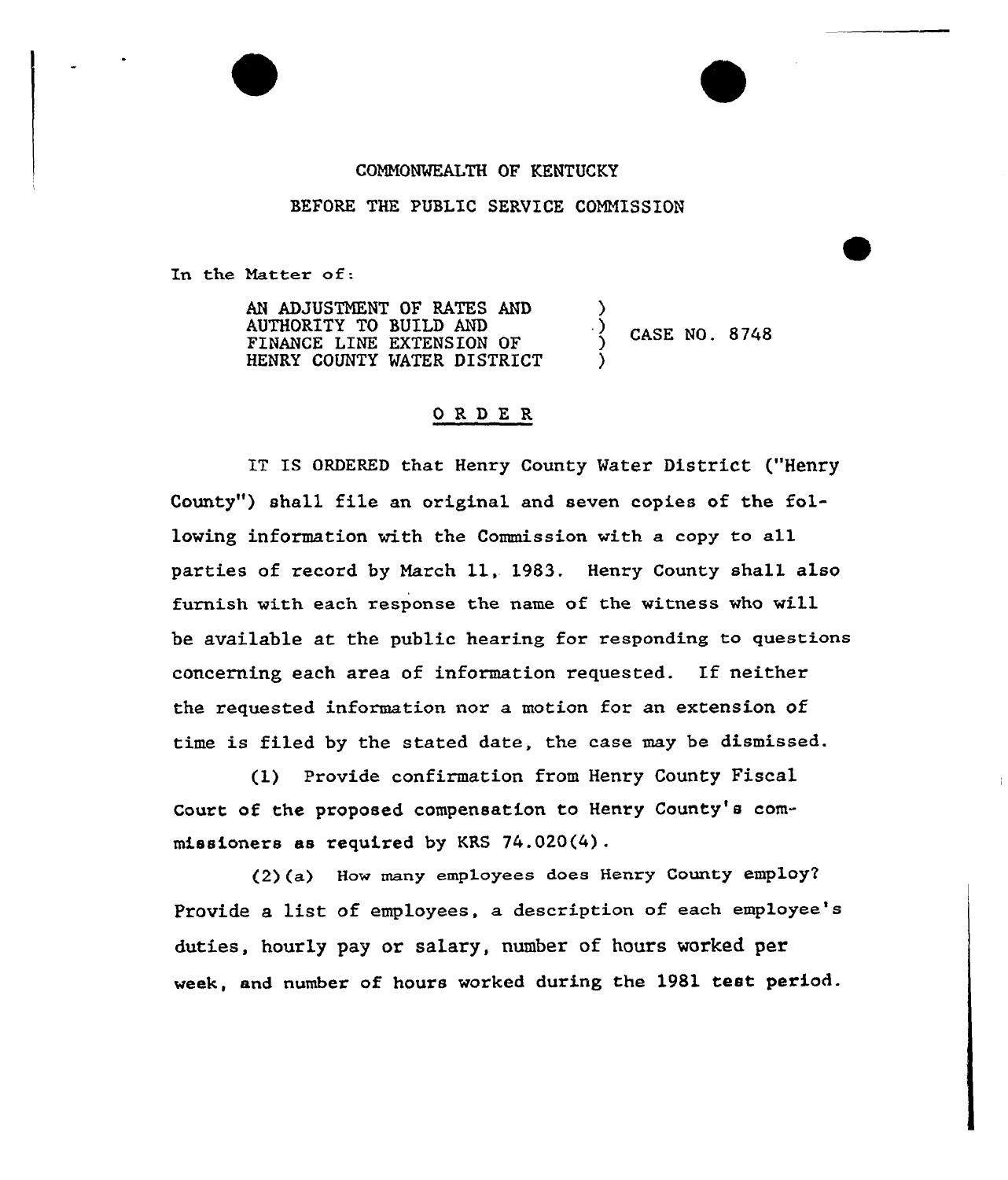COMMONWEALTH OF KENTUCKY

BEFORE THE PUBLIC SERVICE COMMISSION

In the Matter of:

| | | |
|---|---|---|
| AN ADJUSTMENT OF RATES AND AUTHORITY TO BUILD AND FINANCE LINE EXTENSION OF HENRY COUNTY WATER DISTRICT | ) ) ) ) | CASE NO. 8748 |

## ORDER

IT IS ORDERED that Henry County Water District ("Henry County") shall file an original and seven copies of the following information with the Commission with a copy to all parties of record by March 11, 1983. Henry County shall also furnish with each response the name of the witness who will be available at the public hearing for responding to questions concerning each area of information requested. If neither the requested information nor a motion for an extension of time is filed by the stated date, the case may be dismissed.

(1) Provide confirmation from Henry County Fiscal Court of the proposed compensation to Henry County's commissioners as required by KRS 74.020(4).

(2)(a) How many employees does Henry County employ? Provide a list of employees, a description of each employee's duties, hourly pay or salary, number of hours worked per week, and number of hours worked during the 1981 test period.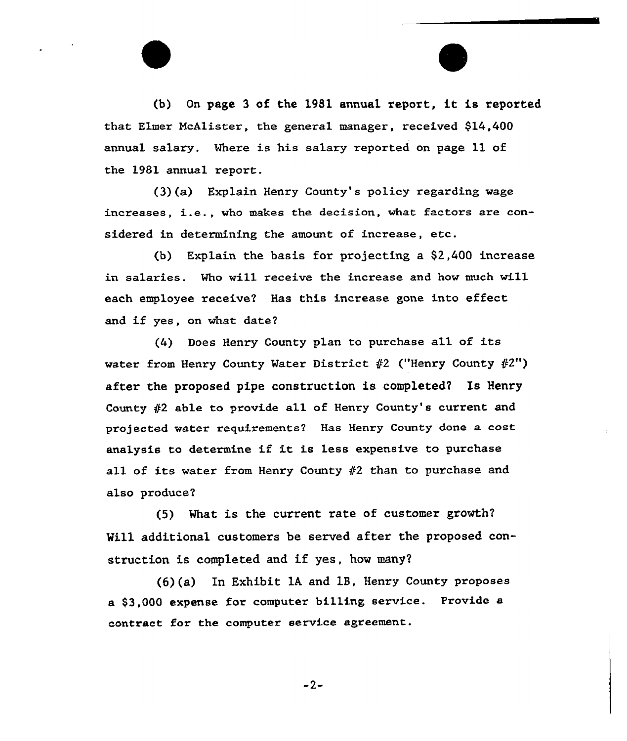(b) On page 3 of the 1981 annual report, it is reported that Elmer McAlister, the general manager, received $14,400 annual salary. Where is his salary reported on page 11 of the 1981 annual report.

(3)(a) Explain Henry County's policy regarding wage increases, i.e., who makes the decision, what factors are considered in determining the amount of increase, etc.

(b) Explain the basis for projecting a $2,400 increase in salaries. Who will receive the increase and how much will each employee receive? Has this increase gone into effect and if yes, on what date?

(4) Does Henry County plan to purchase all of its water from Henry County Water District #2 ("Henry County #2") after the proposed pipe construction is completed? Is Henry County #2 able to provide all of Henry County's current and projected water requirements? Has Henry County done a cost analysis to determine if it is less expensive to purchase all of its water from Henry County #2 than to purchase and also produce?

(5) What is the current rate of customer growth? Will additional customers be served after the proposed construction is completed and if yes, how many?

(6)(a) In Exhibit 1A and 1B, Henry County proposes a $3,000 expense for computer billing service. Provide a contract for the computer service agreement.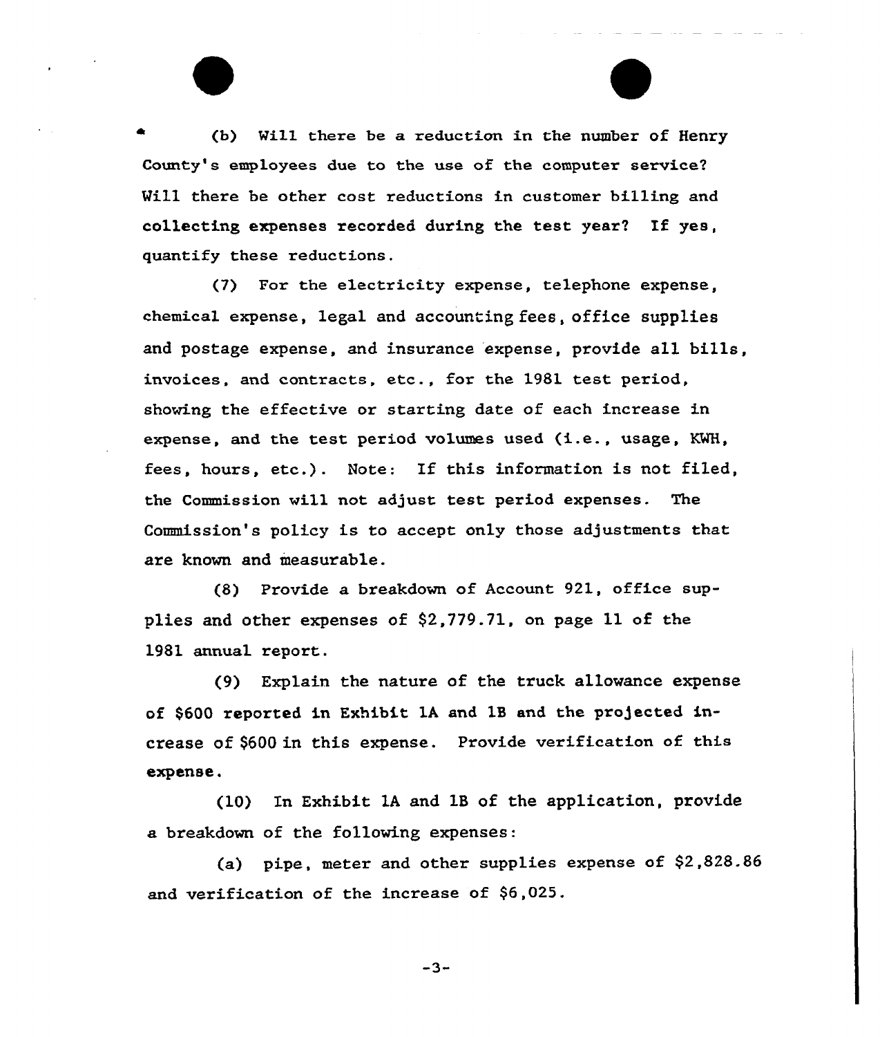(b) Will there be a reduction in the number of Henry County's employees due to the use of the computer service? Will there be other cost reductions in customer billing and collecting expenses recorded during the test year? If yes, quantify these reductions.

(7) For the electricity expense, telephone expense, chemical expense, legal and accounting fees, office supplies and postage expense, and insurance expense, provide all bills, invoices, and contracts, etc., for the 1981 test period, showing the effective or starting date of each increase in expense, and the test period volumes used (i.e., usage, KWH, fees, hours, etc.). Note: If this information is not filed, the Commission will not adjust test period expenses. The Commission's policy is to accept only those adjustments that are known and measurable.

(8) Provide a breakdown of Account 921, office supplies and other expenses of $2,779.71, on page 11 of the 1981 annual report.

(9) Explain the nature of the truck allowance expense of $600 reported in Exhibit 1A and 1B and the projected increase of $600 in this expense. Provide verification of this expense.

(10) In Exhibit 1A and 1B of the application, provide a breakdown of the following expenses:

(a) pipe, meter and other supplies expense of $2,828.86 and verification of the increase of $6,025.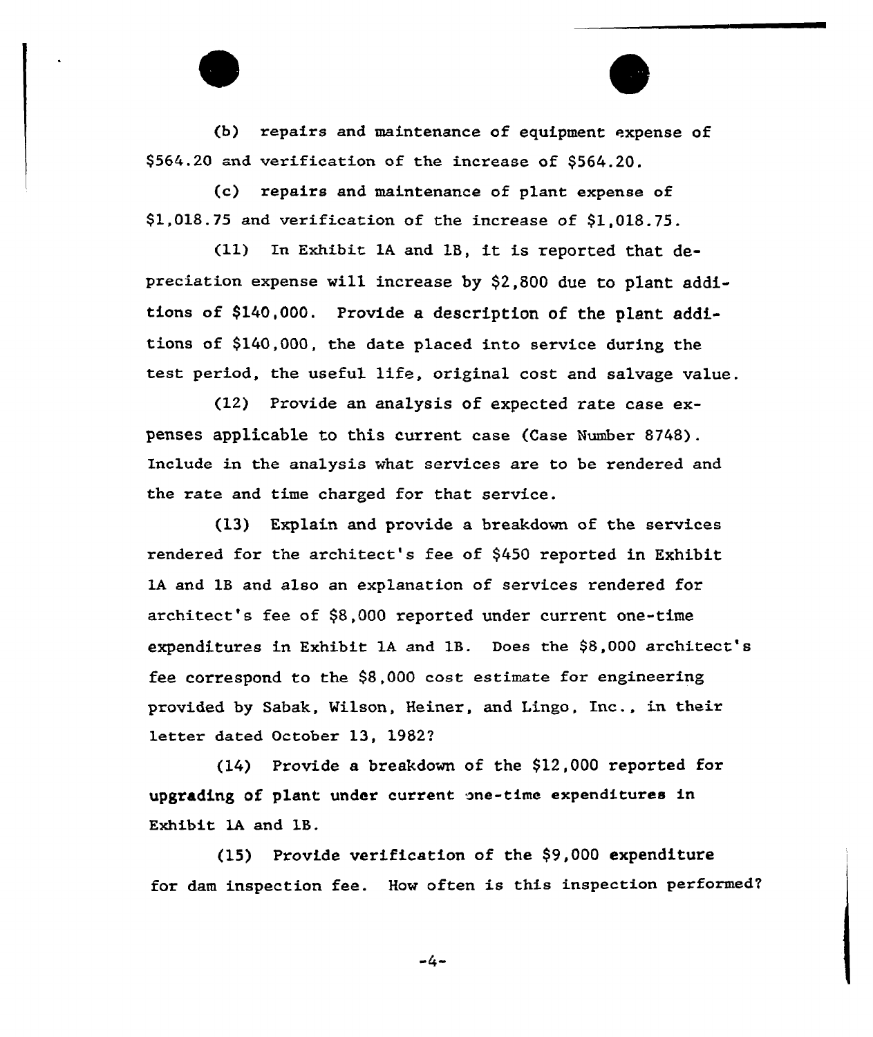(b) repairs and maintenance of equipment expense of $564.20 and verification of the increase of $564.20.

(c) repairs and maintenance of plant expense of $1,018.75 and verification of the increase of $1,018.75.

(11) In Exhibit 1A and 1B, it is reported that depreciation expense will increase by $2,800 due to plant additions of $140,000. Provide a description of the plant additions of $140,000, the date placed into service during the test period, the useful life, original cost and salvage value.

(12) Provide an analysis of expected rate case expenses applicable to this current case (Case Number 8748). Include in the analysis what services are to be rendered and the rate and time charged for that service.

(13) Explain and provide a breakdown of the services rendered for the architect's fee of $450 reported in Exhibit 1A and 1B and also an explanation of services rendered for architect's fee of $8,000 reported under current one-time expenditures in Exhibit 1A and 1B. Does the $8,000 architect's fee correspond to the $8,000 cost estimate for engineering provided by Sabak, Wilson, Heiner, and Lingo, Inc., in their letter dated October 13, 1982?

(14) Provide a breakdown of the $12,000 reported for upgrading of plant under current one-time expenditures in Exhibit 1A and 1B.

(15) Provide verification of the $9,000 expenditure for dam inspection fee. How often is this inspection performed?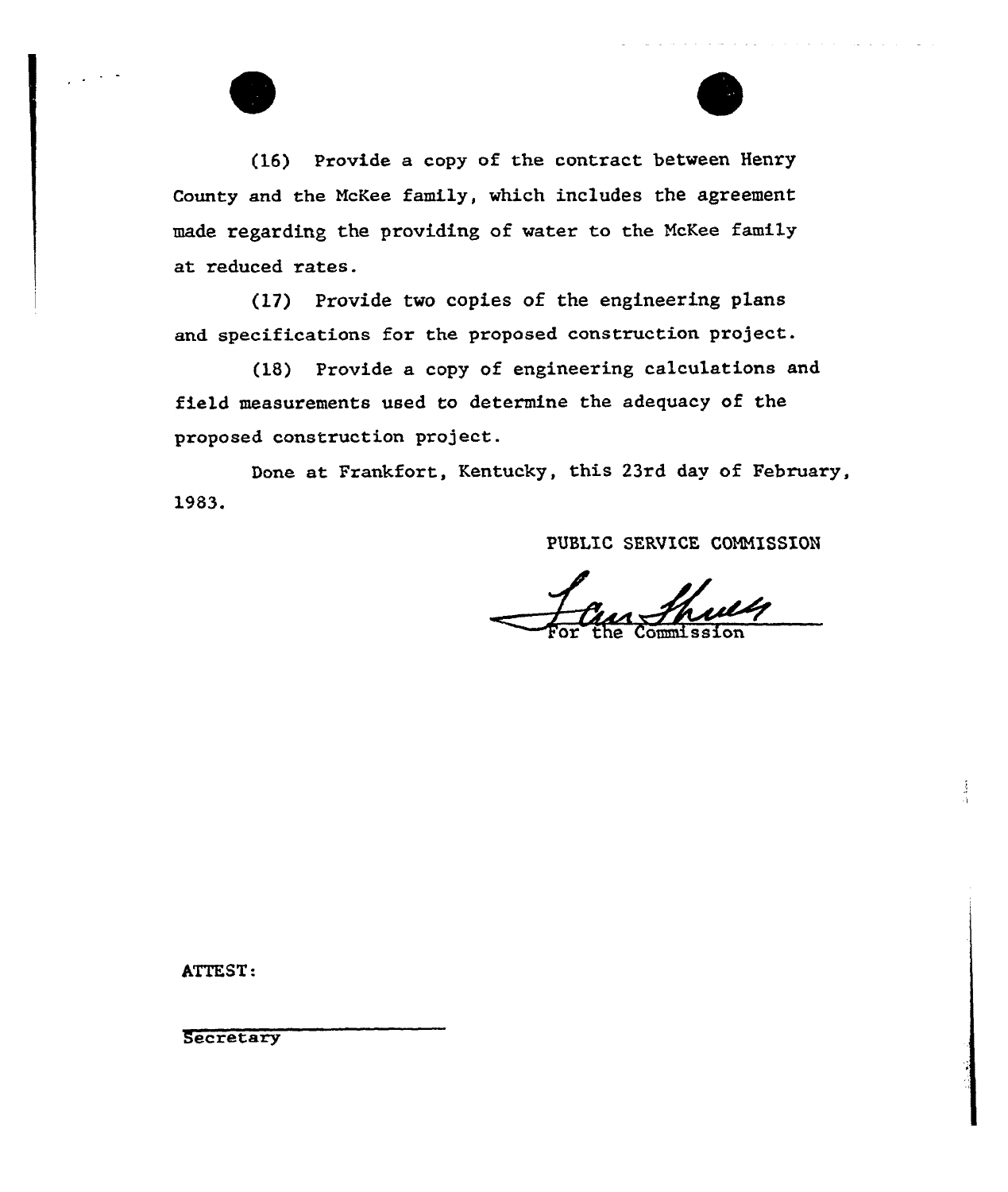(16) Provide a copy of the contract between Henry County and the McKee family, which includes the agreement made regarding the providing of water to the McKee family at reduced rates.

(17) Provide two copies of the engineering plans and specifications for the proposed construction project.

(18) Provide a copy of engineering calculations and field measurements used to determine the adequacy of the proposed construction project.

Done at Frankfort, Kentucky, this 23rd day of February, 1983.

PUBLIC SERVICE COMMISSION

For the Commission

ATTEST:

Secretary